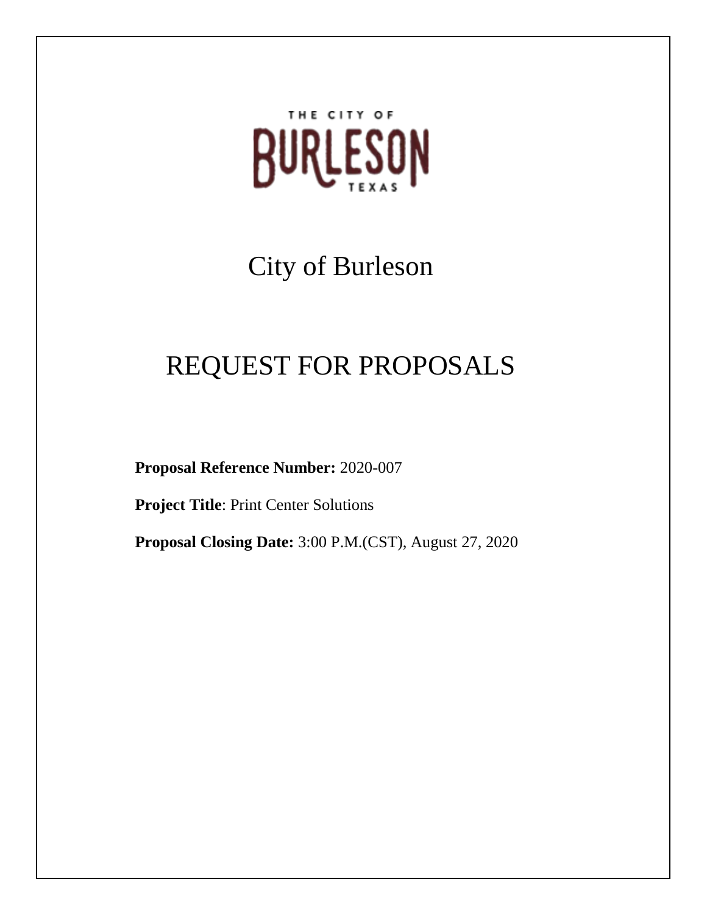THE CITY OF

BURLESON

TEXAS

# City of Burleson

# REQUEST FOR PROPOSALS

**Proposal Reference Number:** 2020-007

**Project Title**: Print Center Solutions

**Proposal Closing Date:** 3:00 P.M.(CST), August 27, 2020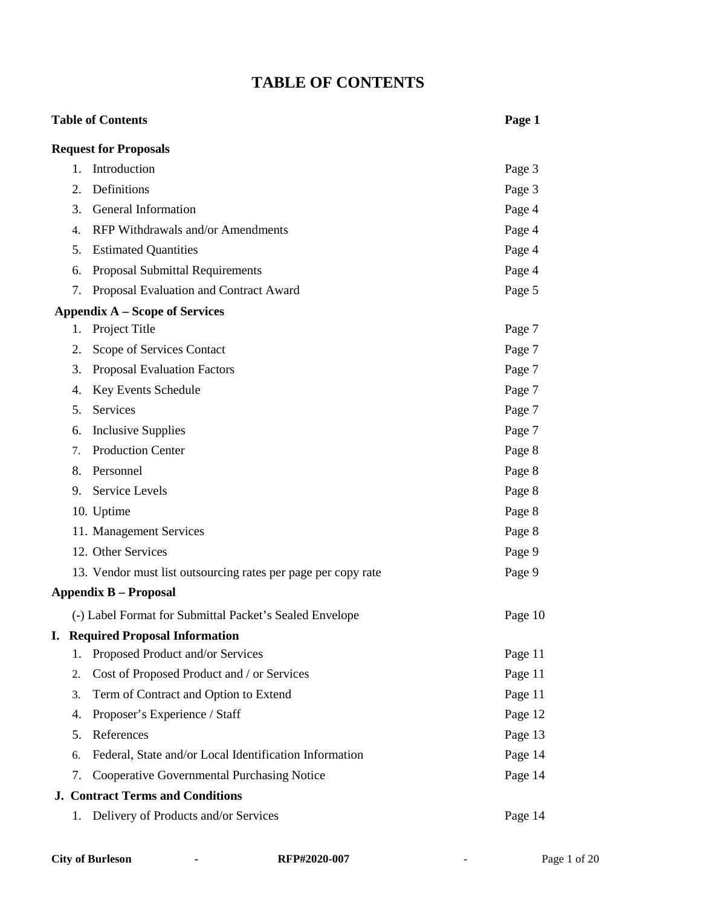# TABLE OF CONTENTS

| | |
|---|---|
| **Table of Contents** | **Page 1** |
| **Request for Proposals** | |
| 1. Introduction | Page 3 |
| 2. Definitions | Page 3 |
| 3. General Information | Page 4 |
| 4. RFP Withdrawals and/or Amendments | Page 4 |
| 5. Estimated Quantities | Page 4 |
| 6. Proposal Submittal Requirements | Page 4 |
| 7. Proposal Evaluation and Contract Award | Page 5 |
| **Appendix A – Scope of Services** | |
| 1. Project Title | Page 7 |
| 2. Scope of Services Contact | Page 7 |
| 3. Proposal Evaluation Factors | Page 7 |
| 4. Key Events Schedule | Page 7 |
| 5. Services | Page 7 |
| 6. Inclusive Supplies | Page 7 |
| 7. Production Center | Page 8 |
| 8. Personnel | Page 8 |
| 9. Service Levels | Page 8 |
| 10. Uptime | Page 8 |
| 11. Management Services | Page 8 |
| 12. Other Services | Page 9 |
| 13. Vendor must list outsourcing rates per page per copy rate | Page 9 |
| **Appendix B – Proposal** | |
| (-) Label Format for Submittal Packet's Sealed Envelope | Page 10 |
| **I. Required Proposal Information** | |
| 1. Proposed Product and/or Services | Page 11 |
| 2. Cost of Proposed Product and / or Services | Page 11 |
| 3. Term of Contract and Option to Extend | Page 11 |
| 4. Proposer's Experience / Staff | Page 12 |
| 5. References | Page 13 |
| 6. Federal, State and/or Local Identification Information | Page 14 |
| 7. Cooperative Governmental Purchasing Notice | Page 14 |
| **J. Contract Terms and Conditions** | |
| 1. Delivery of Products and/or Services | Page 14 |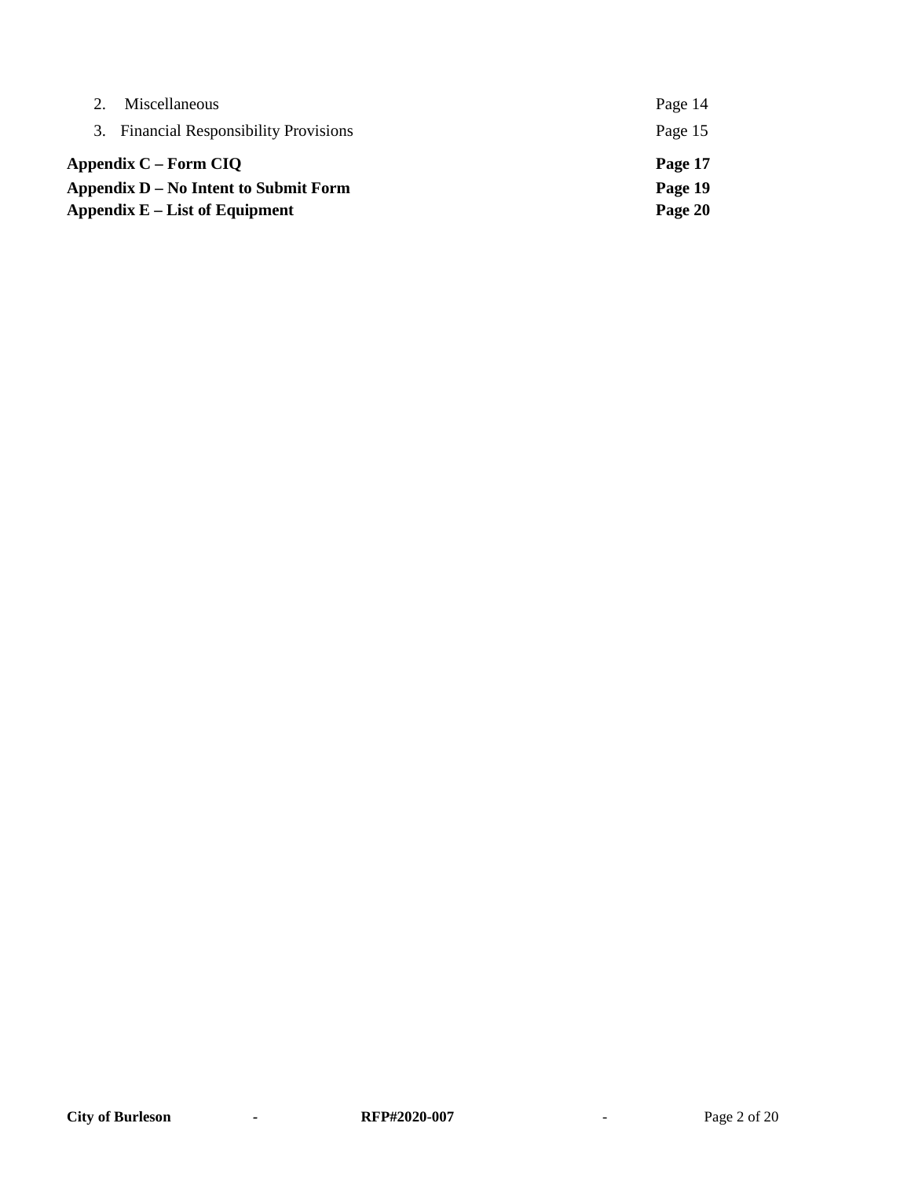| | |
|---|---|
| 2. Miscellaneous | Page 14 |
| 3. Financial Responsibility Provisions | Page 15 |
| **Appendix C – Form CIQ** | **Page 17** |
| **Appendix D – No Intent to Submit Form** | **Page 19** |
| **Appendix E – List of Equipment** | **Page 20** |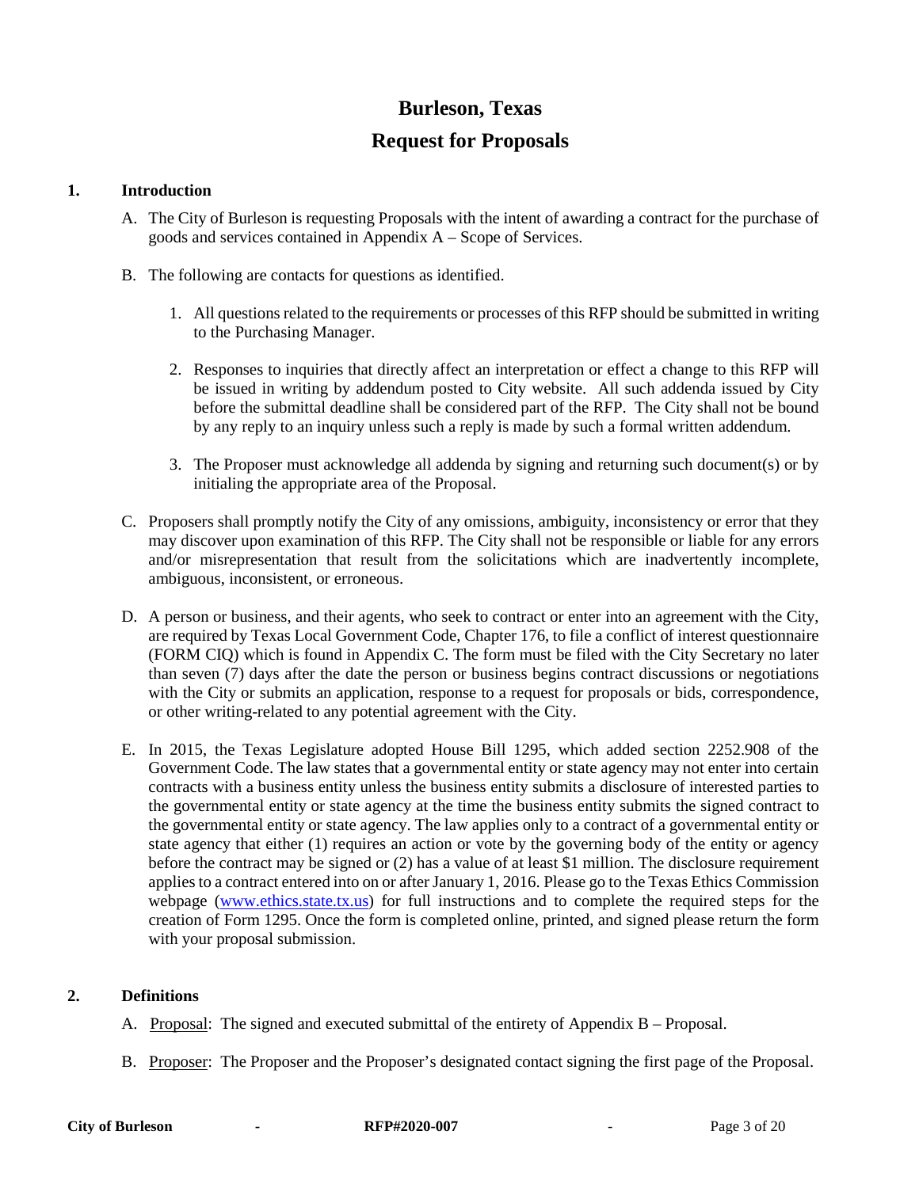# Burleson, Texas

# Request for Proposals

## 1. Introduction

A. The City of Burleson is requesting Proposals with the intent of awarding a contract for the purchase of goods and services contained in Appendix A – Scope of Services.

B. The following are contacts for questions as identified.

1. All questions related to the requirements or processes of this RFP should be submitted in writing to the Purchasing Manager.

2. Responses to inquiries that directly affect an interpretation or effect a change to this RFP will be issued in writing by addendum posted to City website. All such addenda issued by City before the submittal deadline shall be considered part of the RFP. The City shall not be bound by any reply to an inquiry unless such a reply is made by such a formal written addendum.

3. The Proposer must acknowledge all addenda by signing and returning such document(s) or by initialing the appropriate area of the Proposal.

C. Proposers shall promptly notify the City of any omissions, ambiguity, inconsistency or error that they may discover upon examination of this RFP. The City shall not be responsible or liable for any errors and/or misrepresentation that result from the solicitations which are inadvertently incomplete, ambiguous, inconsistent, or erroneous.

D. A person or business, and their agents, who seek to contract or enter into an agreement with the City, are required by Texas Local Government Code, Chapter 176, to file a conflict of interest questionnaire (FORM CIQ) which is found in Appendix C. The form must be filed with the City Secretary no later than seven (7) days after the date the person or business begins contract discussions or negotiations with the City or submits an application, response to a request for proposals or bids, correspondence, or other writing-related to any potential agreement with the City.

E. In 2015, the Texas Legislature adopted House Bill 1295, which added section 2252.908 of the Government Code. The law states that a governmental entity or state agency may not enter into certain contracts with a business entity unless the business entity submits a disclosure of interested parties to the governmental entity or state agency at the time the business entity submits the signed contract to the governmental entity or state agency. The law applies only to a contract of a governmental entity or state agency that either (1) requires an action or vote by the governing body of the entity or agency before the contract may be signed or (2) has a value of at least $1 million. The disclosure requirement applies to a contract entered into on or after January 1, 2016. Please go to the Texas Ethics Commission webpage (www.ethics.state.tx.us) for full instructions and to complete the required steps for the creation of Form 1295. Once the form is completed online, printed, and signed please return the form with your proposal submission.

## 2. Definitions

A. Proposal: The signed and executed submittal of the entirety of Appendix B – Proposal.

B. Proposer: The Proposer and the Proposer's designated contact signing the first page of the Proposal.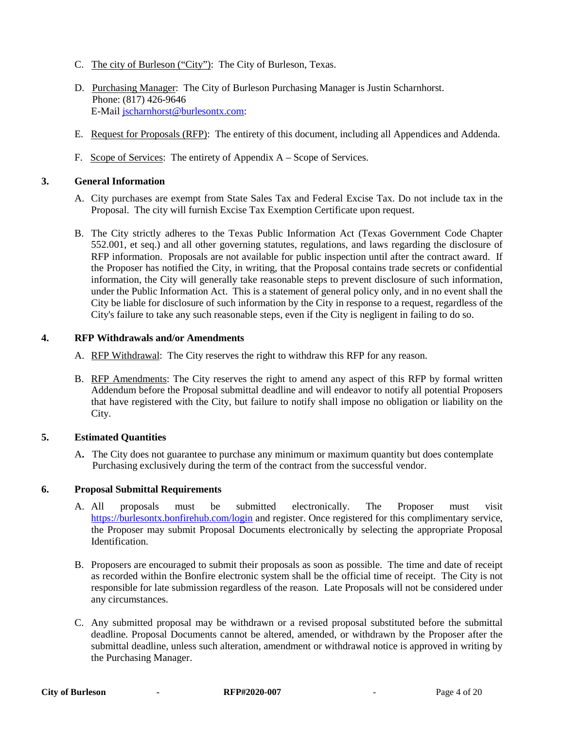C. The city of Burleson ("City"): The City of Burleson, Texas.

D. Purchasing Manager: The City of Burleson Purchasing Manager is Justin Scharnhorst.
Phone: (817) 426-9646
E-Mail jscharnhorst@burlesontx.com:

E. Request for Proposals (RFP): The entirety of this document, including all Appendices and Addenda.

F. Scope of Services: The entirety of Appendix A – Scope of Services.

## 3. General Information

A. City purchases are exempt from State Sales Tax and Federal Excise Tax. Do not include tax in the Proposal. The city will furnish Excise Tax Exemption Certificate upon request.

B. The City strictly adheres to the Texas Public Information Act (Texas Government Code Chapter 552.001, et seq.) and all other governing statutes, regulations, and laws regarding the disclosure of RFP information. Proposals are not available for public inspection until after the contract award. If the Proposer has notified the City, in writing, that the Proposal contains trade secrets or confidential information, the City will generally take reasonable steps to prevent disclosure of such information, under the Public Information Act. This is a statement of general policy only, and in no event shall the City be liable for disclosure of such information by the City in response to a request, regardless of the City's failure to take any such reasonable steps, even if the City is negligent in failing to do so.

## 4. RFP Withdrawals and/or Amendments

A. RFP Withdrawal: The City reserves the right to withdraw this RFP for any reason.

B. RFP Amendments: The City reserves the right to amend any aspect of this RFP by formal written Addendum before the Proposal submittal deadline and will endeavor to notify all potential Proposers that have registered with the City, but failure to notify shall impose no obligation or liability on the City.

## 5. Estimated Quantities

A. The City does not guarantee to purchase any minimum or maximum quantity but does contemplate Purchasing exclusively during the term of the contract from the successful vendor.

## 6. Proposal Submittal Requirements

A. All proposals must be submitted electronically. The Proposer must visit https://burlesontx.bonfirehub.com/login and register. Once registered for this complimentary service, the Proposer may submit Proposal Documents electronically by selecting the appropriate Proposal Identification.

B. Proposers are encouraged to submit their proposals as soon as possible. The time and date of receipt as recorded within the Bonfire electronic system shall be the official time of receipt. The City is not responsible for late submission regardless of the reason. Late Proposals will not be considered under any circumstances.

C. Any submitted proposal may be withdrawn or a revised proposal substituted before the submittal deadline. Proposal Documents cannot be altered, amended, or withdrawn by the Proposer after the submittal deadline, unless such alteration, amendment or withdrawal notice is approved in writing by the Purchasing Manager.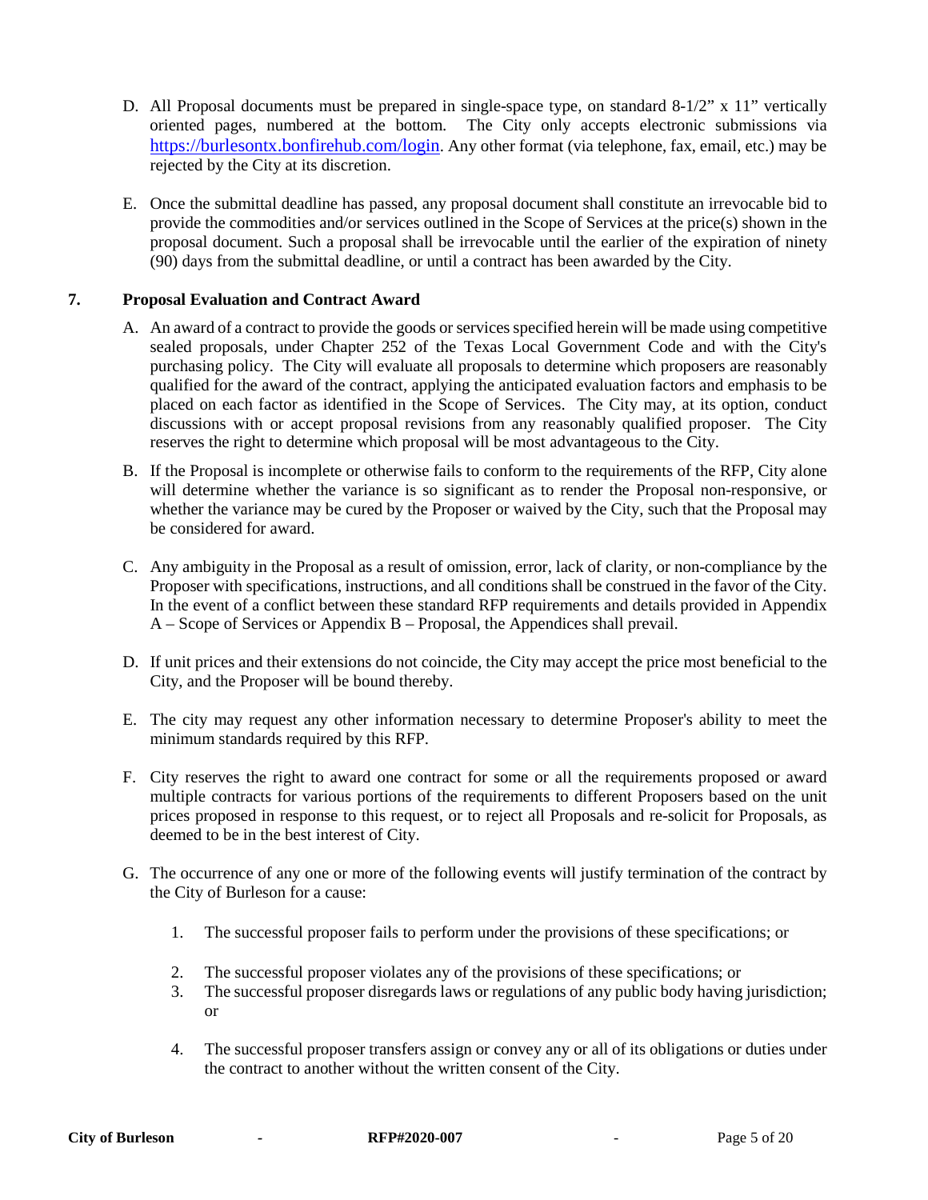D. All Proposal documents must be prepared in single-space type, on standard 8-1/2" x 11" vertically oriented pages, numbered at the bottom. The City only accepts electronic submissions via https://burlesontx.bonfirehub.com/login. Any other format (via telephone, fax, email, etc.) may be rejected by the City at its discretion.

E. Once the submittal deadline has passed, any proposal document shall constitute an irrevocable bid to provide the commodities and/or services outlined in the Scope of Services at the price(s) shown in the proposal document. Such a proposal shall be irrevocable until the earlier of the expiration of ninety (90) days from the submittal deadline, or until a contract has been awarded by the City.

## 7. Proposal Evaluation and Contract Award

A. An award of a contract to provide the goods or services specified herein will be made using competitive sealed proposals, under Chapter 252 of the Texas Local Government Code and with the City's purchasing policy. The City will evaluate all proposals to determine which proposers are reasonably qualified for the award of the contract, applying the anticipated evaluation factors and emphasis to be placed on each factor as identified in the Scope of Services. The City may, at its option, conduct discussions with or accept proposal revisions from any reasonably qualified proposer. The City reserves the right to determine which proposal will be most advantageous to the City.

B. If the Proposal is incomplete or otherwise fails to conform to the requirements of the RFP, City alone will determine whether the variance is so significant as to render the Proposal non-responsive, or whether the variance may be cured by the Proposer or waived by the City, such that the Proposal may be considered for award.

C. Any ambiguity in the Proposal as a result of omission, error, lack of clarity, or non-compliance by the Proposer with specifications, instructions, and all conditions shall be construed in the favor of the City. In the event of a conflict between these standard RFP requirements and details provided in Appendix A – Scope of Services or Appendix B – Proposal, the Appendices shall prevail.

D. If unit prices and their extensions do not coincide, the City may accept the price most beneficial to the City, and the Proposer will be bound thereby.

E. The city may request any other information necessary to determine Proposer's ability to meet the minimum standards required by this RFP.

F. City reserves the right to award one contract for some or all the requirements proposed or award multiple contracts for various portions of the requirements to different Proposers based on the unit prices proposed in response to this request, or to reject all Proposals and re-solicit for Proposals, as deemed to be in the best interest of City.

G. The occurrence of any one or more of the following events will justify termination of the contract by the City of Burleson for a cause:

1. The successful proposer fails to perform under the provisions of these specifications; or
2. The successful proposer violates any of the provisions of these specifications; or
3. The successful proposer disregards laws or regulations of any public body having jurisdiction; or
4. The successful proposer transfers assign or convey any or all of its obligations or duties under the contract to another without the written consent of the City.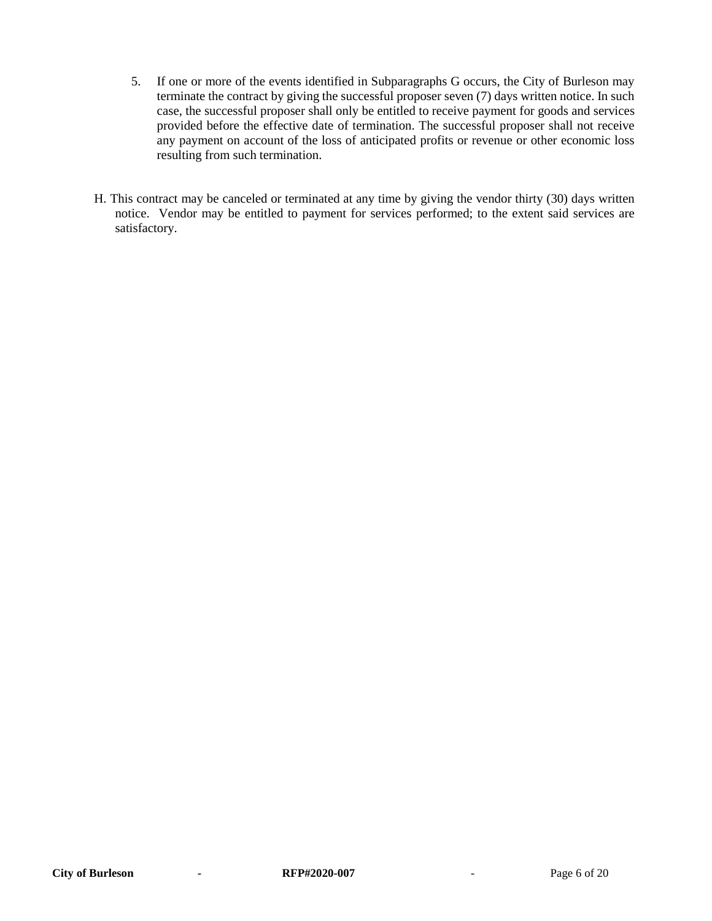5. If one or more of the events identified in Subparagraphs G occurs, the City of Burleson may terminate the contract by giving the successful proposer seven (7) days written notice. In such case, the successful proposer shall only be entitled to receive payment for goods and services provided before the effective date of termination. The successful proposer shall not receive any payment on account of the loss of anticipated profits or revenue or other economic loss resulting from such termination.

H. This contract may be canceled or terminated at any time by giving the vendor thirty (30) days written notice. Vendor may be entitled to payment for services performed; to the extent said services are satisfactory.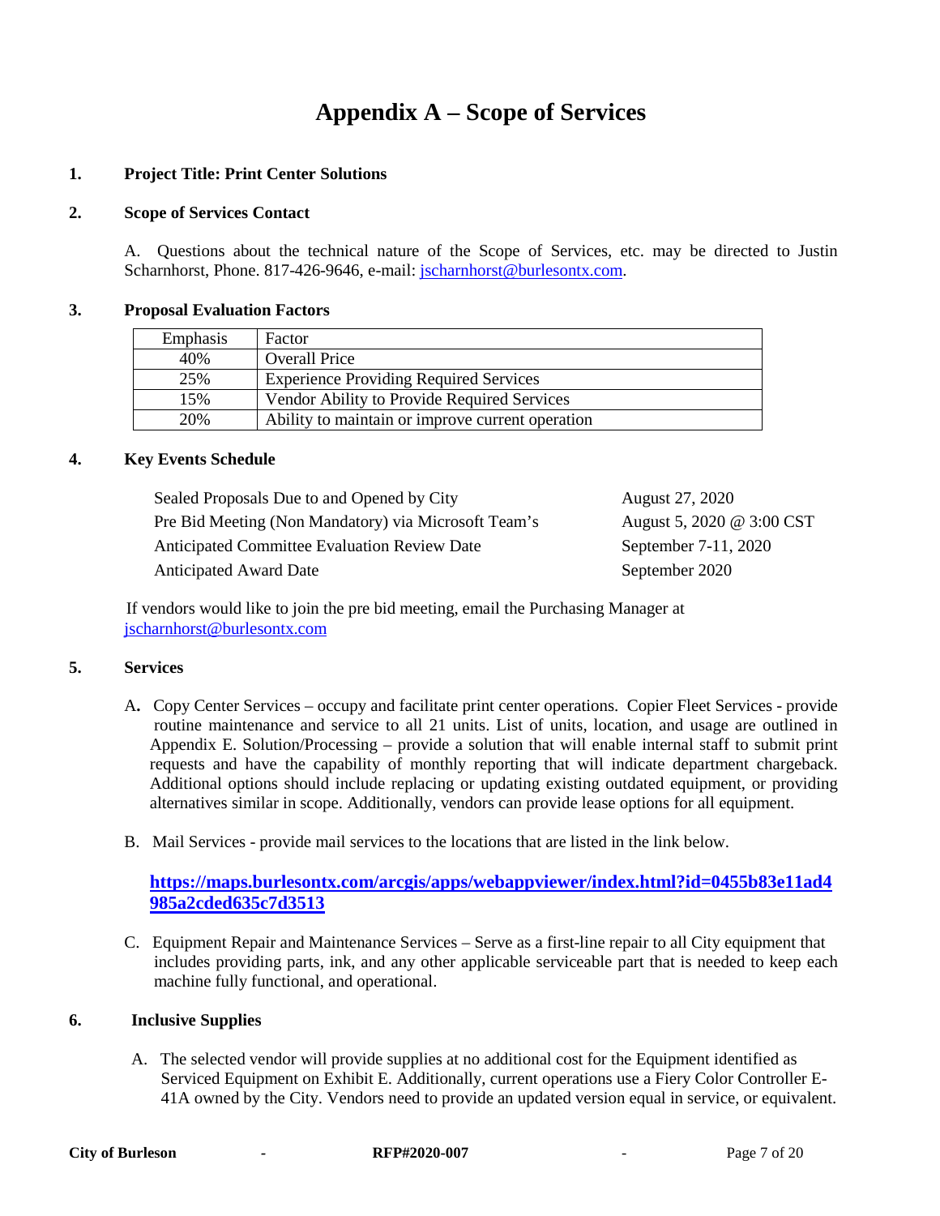# Appendix A – Scope of Services

**1. Project Title: Print Center Solutions**

**2. Scope of Services Contact**

A. Questions about the technical nature of the Scope of Services, etc. may be directed to Justin Scharnhorst, Phone. 817-426-9646, e-mail: jscharnhorst@burlesontx.com.

**3. Proposal Evaluation Factors**

| Emphasis | Factor |
|---|---|
| 40% | Overall Price |
| 25% | Experience Providing Required Services |
| 15% | Vendor Ability to Provide Required Services |
| 20% | Ability to maintain or improve current operation |

**4. Key Events Schedule**

| | |
|---|---|
| Sealed Proposals Due to and Opened by City | August 27, 2020 |
| Pre Bid Meeting (Non Mandatory) via Microsoft Team's | August 5, 2020 @ 3:00 CST |
| Anticipated Committee Evaluation Review Date | September 7-11, 2020 |
| Anticipated Award Date | September 2020 |

If vendors would like to join the pre bid meeting, email the Purchasing Manager at jscharnhorst@burlesontx.com

**5. Services**

A. Copy Center Services – occupy and facilitate print center operations. Copier Fleet Services - provide routine maintenance and service to all 21 units. List of units, location, and usage are outlined in Appendix E. Solution/Processing – provide a solution that will enable internal staff to submit print requests and have the capability of monthly reporting that will indicate department chargeback. Additional options should include replacing or updating existing outdated equipment, or providing alternatives similar in scope. Additionally, vendors can provide lease options for all equipment.

B. Mail Services - provide mail services to the locations that are listed in the link below.

**https://maps.burlesontx.com/arcgis/apps/webappviewer/index.html?id=0455b83e11ad4985a2cded635c7d3513**

C. Equipment Repair and Maintenance Services – Serve as a first-line repair to all City equipment that includes providing parts, ink, and any other applicable serviceable part that is needed to keep each machine fully functional, and operational.

**6. Inclusive Supplies**

A. The selected vendor will provide supplies at no additional cost for the Equipment identified as Serviced Equipment on Exhibit E. Additionally, current operations use a Fiery Color Controller E-41A owned by the City. Vendors need to provide an updated version equal in service, or equivalent.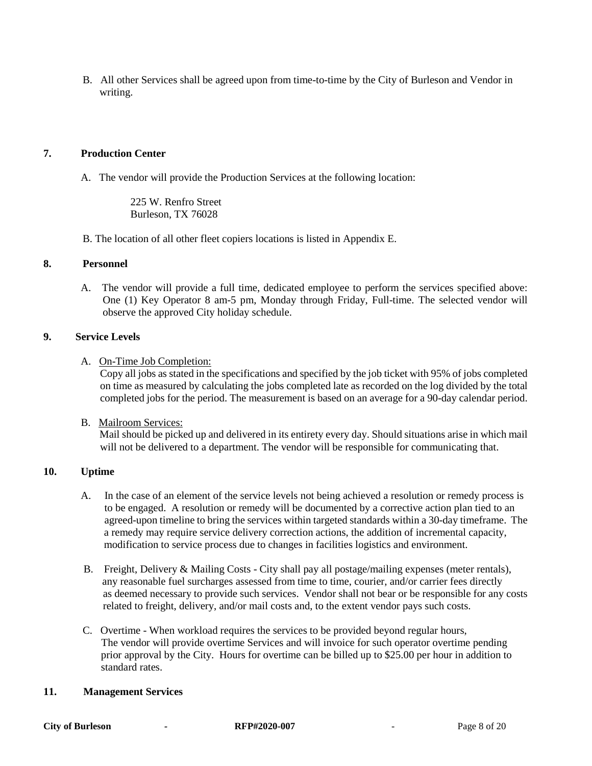B. All other Services shall be agreed upon from time-to-time by the City of Burleson and Vendor in writing.

## 7. Production Center

A. The vendor will provide the Production Services at the following location:

225 W. Renfro Street
Burleson, TX 76028

B. The location of all other fleet copiers locations is listed in Appendix E.

## 8. Personnel

A. The vendor will provide a full time, dedicated employee to perform the services specified above: One (1) Key Operator 8 am-5 pm, Monday through Friday, Full-time. The selected vendor will observe the approved City holiday schedule.

## 9. Service Levels

A. On-Time Job Completion:
Copy all jobs as stated in the specifications and specified by the job ticket with 95% of jobs completed on time as measured by calculating the jobs completed late as recorded on the log divided by the total completed jobs for the period. The measurement is based on an average for a 90-day calendar period.

B. Mailroom Services:
Mail should be picked up and delivered in its entirety every day. Should situations arise in which mail will not be delivered to a department. The vendor will be responsible for communicating that.

## 10. Uptime

A. In the case of an element of the service levels not being achieved a resolution or remedy process is to be engaged. A resolution or remedy will be documented by a corrective action plan tied to an agreed-upon timeline to bring the services within targeted standards within a 30-day timeframe. The a remedy may require service delivery correction actions, the addition of incremental capacity, modification to service process due to changes in facilities logistics and environment.

B. Freight, Delivery & Mailing Costs - City shall pay all postage/mailing expenses (meter rentals), any reasonable fuel surcharges assessed from time to time, courier, and/or carrier fees directly as deemed necessary to provide such services. Vendor shall not bear or be responsible for any costs related to freight, delivery, and/or mail costs and, to the extent vendor pays such costs.

C. Overtime - When workload requires the services to be provided beyond regular hours, The vendor will provide overtime Services and will invoice for such operator overtime pending prior approval by the City. Hours for overtime can be billed up to $25.00 per hour in addition to standard rates.

## 11. Management Services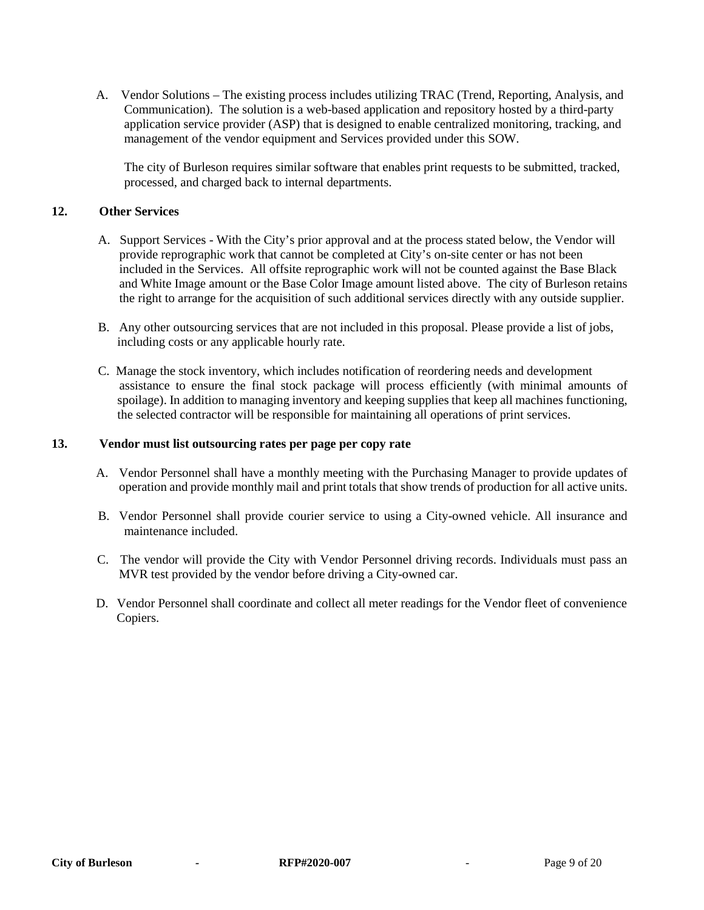A. Vendor Solutions – The existing process includes utilizing TRAC (Trend, Reporting, Analysis, and Communication). The solution is a web-based application and repository hosted by a third-party application service provider (ASP) that is designed to enable centralized monitoring, tracking, and management of the vendor equipment and Services provided under this SOW.

The city of Burleson requires similar software that enables print requests to be submitted, tracked, processed, and charged back to internal departments.

## 12. Other Services

A. Support Services - With the City's prior approval and at the process stated below, the Vendor will provide reprographic work that cannot be completed at City's on-site center or has not been included in the Services. All offsite reprographic work will not be counted against the Base Black and White Image amount or the Base Color Image amount listed above. The city of Burleson retains the right to arrange for the acquisition of such additional services directly with any outside supplier.

B. Any other outsourcing services that are not included in this proposal. Please provide a list of jobs, including costs or any applicable hourly rate.

C. Manage the stock inventory, which includes notification of reordering needs and development assistance to ensure the final stock package will process efficiently (with minimal amounts of spoilage). In addition to managing inventory and keeping supplies that keep all machines functioning, the selected contractor will be responsible for maintaining all operations of print services.

## 13. Vendor must list outsourcing rates per page per copy rate

A. Vendor Personnel shall have a monthly meeting with the Purchasing Manager to provide updates of operation and provide monthly mail and print totals that show trends of production for all active units.

B. Vendor Personnel shall provide courier service to using a City-owned vehicle. All insurance and maintenance included.

C. The vendor will provide the City with Vendor Personnel driving records. Individuals must pass an MVR test provided by the vendor before driving a City-owned car.

D. Vendor Personnel shall coordinate and collect all meter readings for the Vendor fleet of convenience Copiers.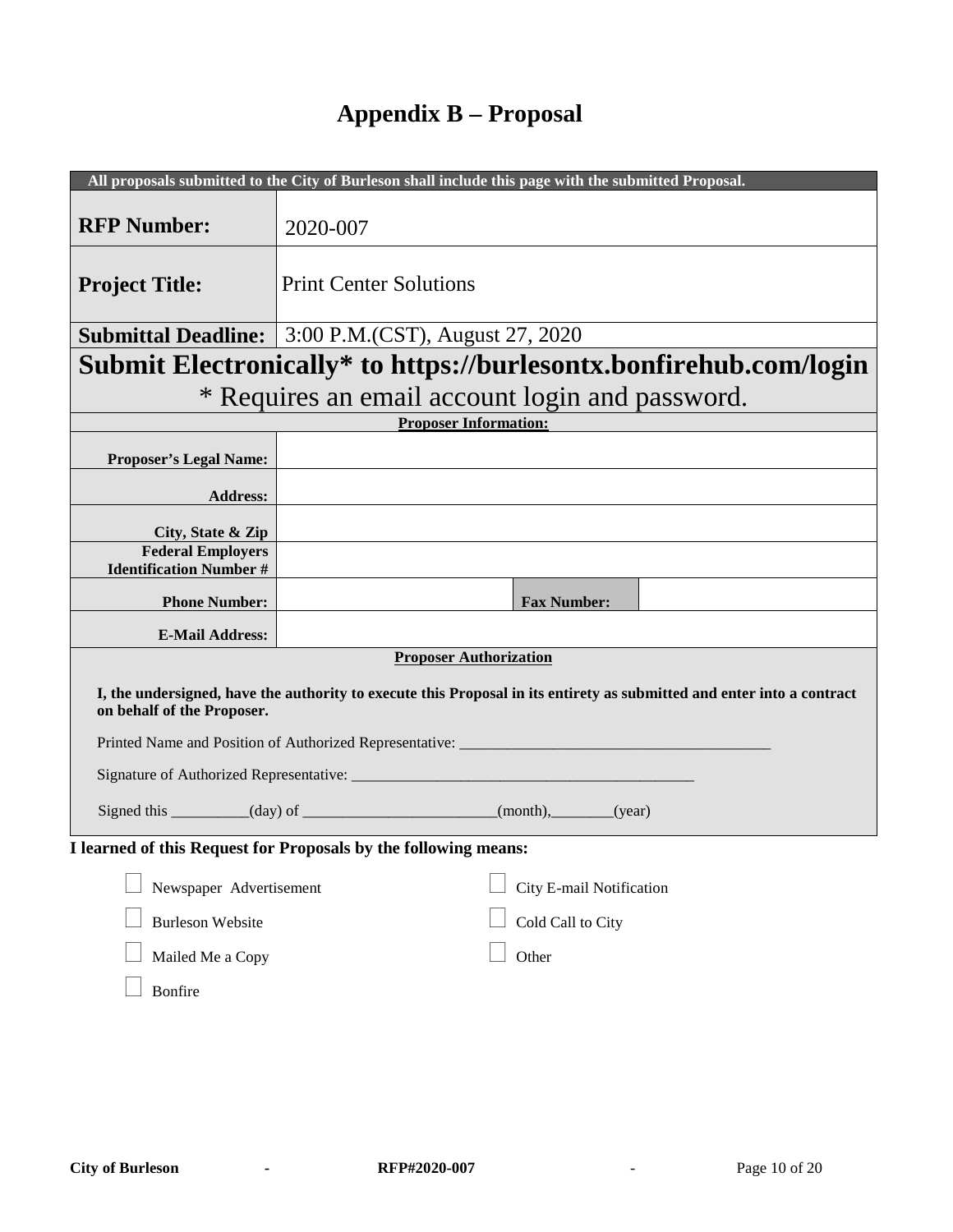# Appendix B – Proposal

| All proposals submitted to the City of Burleson shall include this page with the submitted Proposal. | | | |
|---|---|---|---|
| **RFP Number:** | 2020-007 | | |
| **Project Title:** | Print Center Solutions | | |
| **Submittal Deadline:** | 3:00 P.M.(CST), August 27, 2020 | | |
| **Submit Electronically* to https://burlesontx.bonfirehub.com/login** | | | |
| * Requires an email account login and password. | | | |
| **Proposer Information:** | | | |
| **Proposer's Legal Name:** | | | |
| **Address:** | | | |
| **City, State & Zip** | | | |
| **Federal Employers Identification Number #** | | | |
| **Phone Number:** | | **Fax Number:** | |
| **E-Mail Address:** | | | |

**Proposer Authorization**

**I, the undersigned, have the authority to execute this Proposal in its entirety as submitted and enter into a contract on behalf of the Proposer.**

Printed Name and Position of Authorized Representative: ________________________________________

Signature of Authorized Representative: ____________________________________________

Signed this __________(day) of _________________________(month),________(year)

**I learned of this Request for Proposals by the following means:**

- ☐ Newspaper Advertisement
- ☐ Burleson Website
- ☐ Mailed Me a Copy
- ☐ Bonfire
- ☐ City E-mail Notification
- ☐ Cold Call to City
- ☐ Other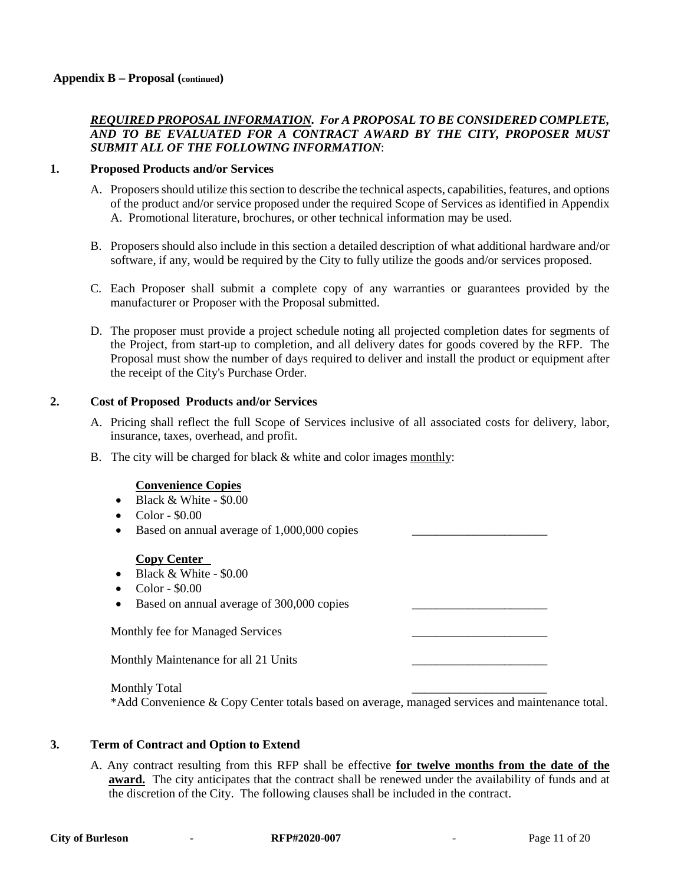**Appendix B – Proposal (continued)**

***REQUIRED PROPOSAL INFORMATION.*** ***For A PROPOSAL TO BE CONSIDERED COMPLETE, AND TO BE EVALUATED FOR A CONTRACT AWARD BY THE CITY, PROPOSER MUST SUBMIT ALL OF THE FOLLOWING INFORMATION***:

**1. Proposed Products and/or Services**

A. Proposers should utilize this section to describe the technical aspects, capabilities, features, and options of the product and/or service proposed under the required Scope of Services as identified in Appendix A. Promotional literature, brochures, or other technical information may be used.

B. Proposers should also include in this section a detailed description of what additional hardware and/or software, if any, would be required by the City to fully utilize the goods and/or services proposed.

C. Each Proposer shall submit a complete copy of any warranties or guarantees provided by the manufacturer or Proposer with the Proposal submitted.

D. The proposer must provide a project schedule noting all projected completion dates for segments of the Project, from start-up to completion, and all delivery dates for goods covered by the RFP. The Proposal must show the number of days required to deliver and install the product or equipment after the receipt of the City's Purchase Order.

**2. Cost of Proposed Products and/or Services**

A. Pricing shall reflect the full Scope of Services inclusive of all associated costs for delivery, labor, insurance, taxes, overhead, and profit.

B. The city will be charged for black & white and color images monthly:

**Convenience Copies**

- Black & White - $0.00
- Color - $0.00
- Based on annual average of 1,000,000 copies ______________________

**Copy Center**

- Black & White - $0.00
- Color - $0.00
- Based on annual average of 300,000 copies ______________________

Monthly fee for Managed Services ______________________

Monthly Maintenance for all 21 Units ______________________

Monthly Total ______________________

*Add Convenience & Copy Center totals based on average, managed services and maintenance total.

**3. Term of Contract and Option to Extend**

A. Any contract resulting from this RFP shall be effective **for twelve months from the date of the award.** The city anticipates that the contract shall be renewed under the availability of funds and at the discretion of the City. The following clauses shall be included in the contract.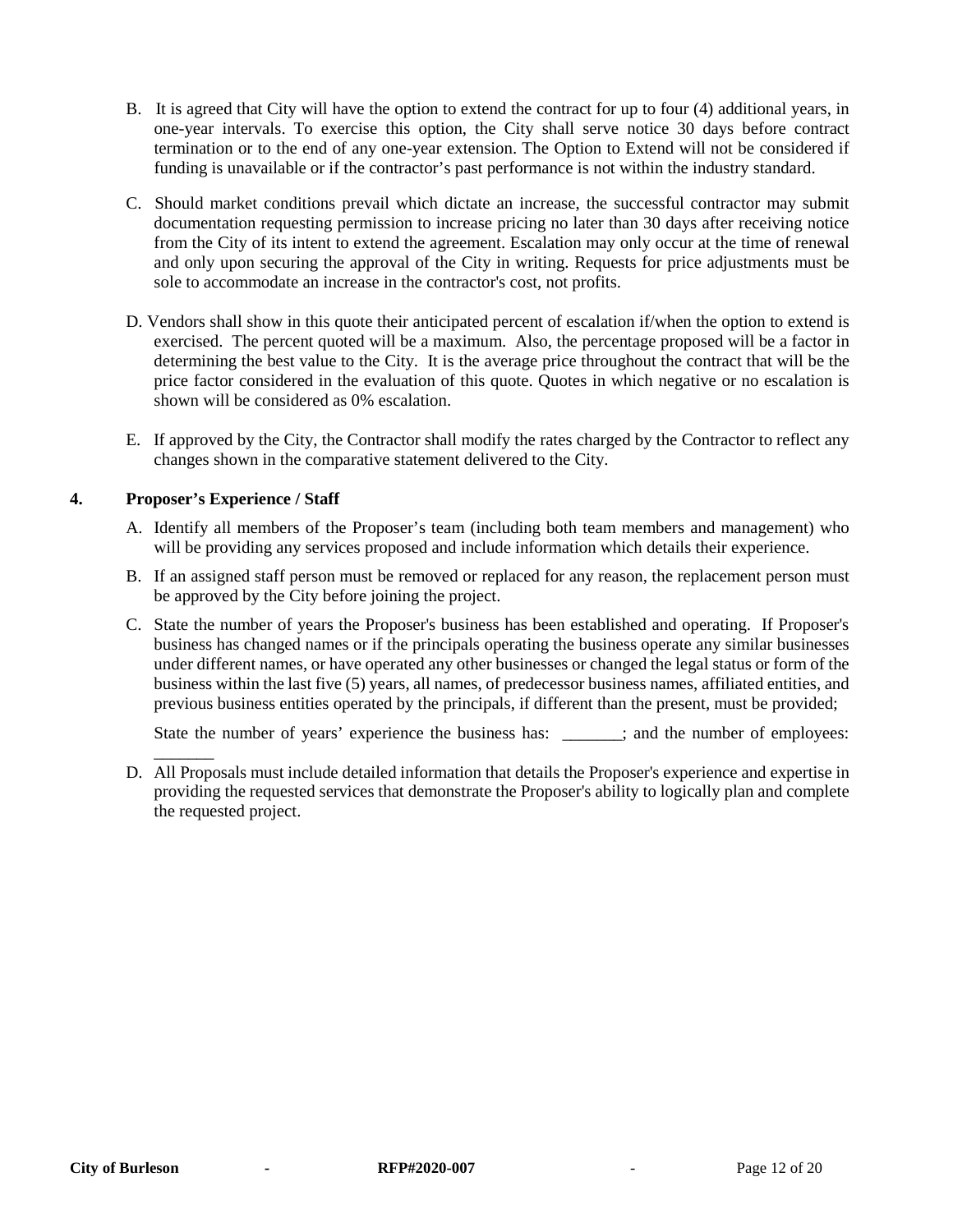B. It is agreed that City will have the option to extend the contract for up to four (4) additional years, in one-year intervals. To exercise this option, the City shall serve notice 30 days before contract termination or to the end of any one-year extension. The Option to Extend will not be considered if funding is unavailable or if the contractor's past performance is not within the industry standard.

C. Should market conditions prevail which dictate an increase, the successful contractor may submit documentation requesting permission to increase pricing no later than 30 days after receiving notice from the City of its intent to extend the agreement. Escalation may only occur at the time of renewal and only upon securing the approval of the City in writing. Requests for price adjustments must be sole to accommodate an increase in the contractor's cost, not profits.

D. Vendors shall show in this quote their anticipated percent of escalation if/when the option to extend is exercised. The percent quoted will be a maximum. Also, the percentage proposed will be a factor in determining the best value to the City. It is the average price throughout the contract that will be the price factor considered in the evaluation of this quote. Quotes in which negative or no escalation is shown will be considered as 0% escalation.

E. If approved by the City, the Contractor shall modify the rates charged by the Contractor to reflect any changes shown in the comparative statement delivered to the City.

## 4. Proposer's Experience / Staff

A. Identify all members of the Proposer's team (including both team members and management) who will be providing any services proposed and include information which details their experience.

B. If an assigned staff person must be removed or replaced for any reason, the replacement person must be approved by the City before joining the project.

C. State the number of years the Proposer's business has been established and operating. If Proposer's business has changed names or if the principals operating the business operate any similar businesses under different names, or have operated any other businesses or changed the legal status or form of the business within the last five (5) years, all names, of predecessor business names, affiliated entities, and previous business entities operated by the principals, if different than the present, must be provided;

State the number of years' experience the business has: _______; and the number of employees: _______

D. All Proposals must include detailed information that details the Proposer's experience and expertise in providing the requested services that demonstrate the Proposer's ability to logically plan and complete the requested project.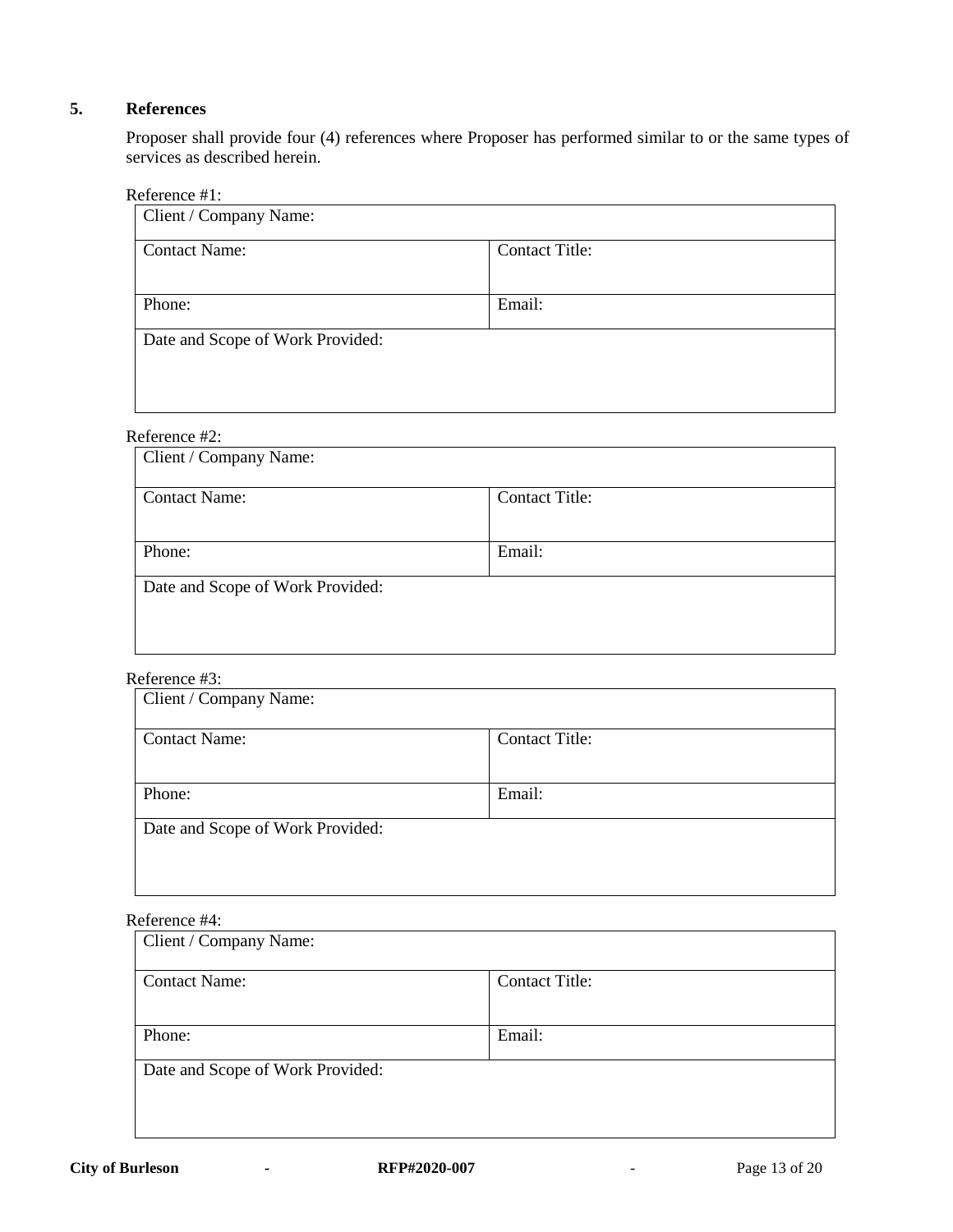## 5. References

Proposer shall provide four (4) references where Proposer has performed similar to or the same types of services as described herein.

Reference #1:

| Client / Company Name: | |
|---|---|
| Contact Name: | Contact Title: |
| Phone: | Email: |
| Date and Scope of Work Provided: | |

Reference #2:

| Client / Company Name: | |
|---|---|
| Contact Name: | Contact Title: |
| Phone: | Email: |
| Date and Scope of Work Provided: | |

Reference #3:

| Client / Company Name: | |
|---|---|
| Contact Name: | Contact Title: |
| Phone: | Email: |
| Date and Scope of Work Provided: | |

Reference #4:

| Client / Company Name: | |
|---|---|
| Contact Name: | Contact Title: |
| Phone: | Email: |
| Date and Scope of Work Provided: | |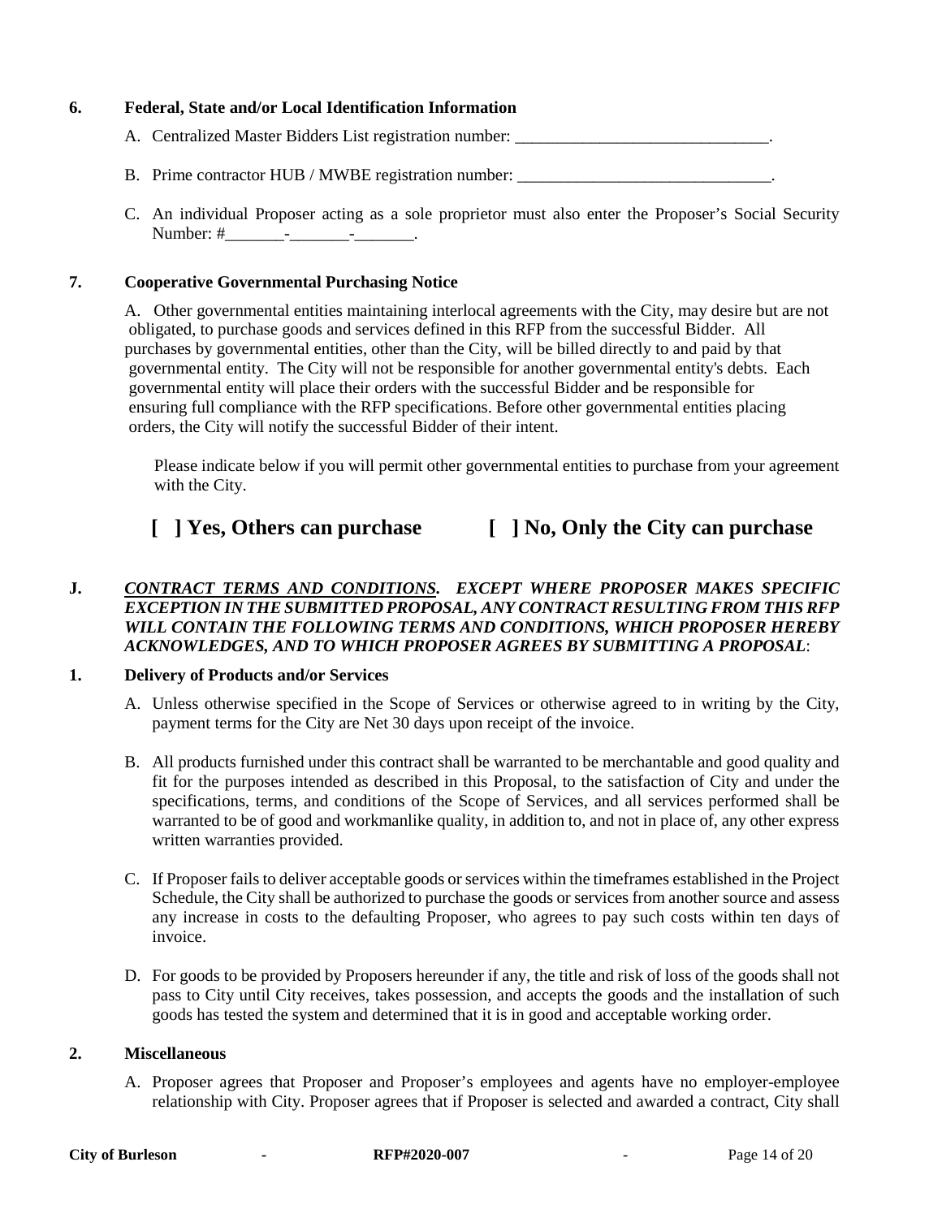**6. Federal, State and/or Local Identification Information**

A. Centralized Master Bidders List registration number: ______________________________.

B. Prime contractor HUB / MWBE registration number: ______________________________.

C. An individual Proposer acting as a sole proprietor must also enter the Proposer's Social Security Number: #_______-_______-_______.

**7. Cooperative Governmental Purchasing Notice**

A. Other governmental entities maintaining interlocal agreements with the City, may desire but are not obligated, to purchase goods and services defined in this RFP from the successful Bidder. All purchases by governmental entities, other than the City, will be billed directly to and paid by that governmental entity. The City will not be responsible for another governmental entity's debts. Each governmental entity will place their orders with the successful Bidder and be responsible for ensuring full compliance with the RFP specifications. Before other governmental entities placing orders, the City will notify the successful Bidder of their intent.

Please indicate below if you will permit other governmental entities to purchase from your agreement with the City.

**[ ] Yes, Others can purchase** **[ ] No, Only the City can purchase**

**J.** ***CONTRACT TERMS AND CONDITIONS.*** ***EXCEPT WHERE PROPOSER MAKES SPECIFIC EXCEPTION IN THE SUBMITTED PROPOSAL, ANY CONTRACT RESULTING FROM THIS RFP WILL CONTAIN THE FOLLOWING TERMS AND CONDITIONS, WHICH PROPOSER HEREBY ACKNOWLEDGES, AND TO WHICH PROPOSER AGREES BY SUBMITTING A PROPOSAL***:

**1. Delivery of Products and/or Services**

A. Unless otherwise specified in the Scope of Services or otherwise agreed to in writing by the City, payment terms for the City are Net 30 days upon receipt of the invoice.

B. All products furnished under this contract shall be warranted to be merchantable and good quality and fit for the purposes intended as described in this Proposal, to the satisfaction of City and under the specifications, terms, and conditions of the Scope of Services, and all services performed shall be warranted to be of good and workmanlike quality, in addition to, and not in place of, any other express written warranties provided.

C. If Proposer fails to deliver acceptable goods or services within the timeframes established in the Project Schedule, the City shall be authorized to purchase the goods or services from another source and assess any increase in costs to the defaulting Proposer, who agrees to pay such costs within ten days of invoice.

D. For goods to be provided by Proposers hereunder if any, the title and risk of loss of the goods shall not pass to City until City receives, takes possession, and accepts the goods and the installation of such goods has tested the system and determined that it is in good and acceptable working order.

**2. Miscellaneous**

A. Proposer agrees that Proposer and Proposer's employees and agents have no employer-employee relationship with City. Proposer agrees that if Proposer is selected and awarded a contract, City shall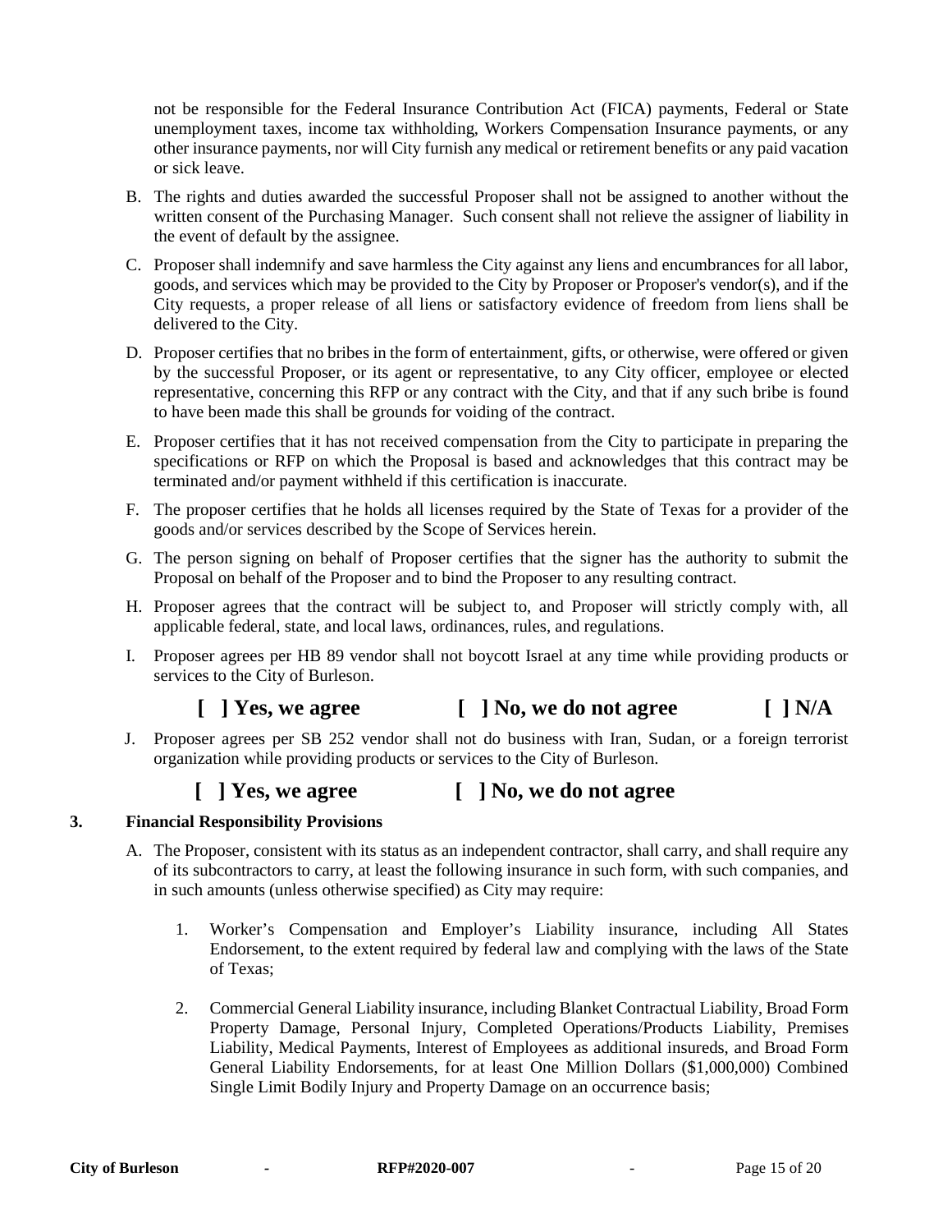not be responsible for the Federal Insurance Contribution Act (FICA) payments, Federal or State unemployment taxes, income tax withholding, Workers Compensation Insurance payments, or any other insurance payments, nor will City furnish any medical or retirement benefits or any paid vacation or sick leave.

B. The rights and duties awarded the successful Proposer shall not be assigned to another without the written consent of the Purchasing Manager. Such consent shall not relieve the assigner of liability in the event of default by the assignee.

C. Proposer shall indemnify and save harmless the City against any liens and encumbrances for all labor, goods, and services which may be provided to the City by Proposer or Proposer's vendor(s), and if the City requests, a proper release of all liens or satisfactory evidence of freedom from liens shall be delivered to the City.

D. Proposer certifies that no bribes in the form of entertainment, gifts, or otherwise, were offered or given by the successful Proposer, or its agent or representative, to any City officer, employee or elected representative, concerning this RFP or any contract with the City, and that if any such bribe is found to have been made this shall be grounds for voiding of the contract.

E. Proposer certifies that it has not received compensation from the City to participate in preparing the specifications or RFP on which the Proposal is based and acknowledges that this contract may be terminated and/or payment withheld if this certification is inaccurate.

F. The proposer certifies that he holds all licenses required by the State of Texas for a provider of the goods and/or services described by the Scope of Services herein.

G. The person signing on behalf of Proposer certifies that the signer has the authority to submit the Proposal on behalf of the Proposer and to bind the Proposer to any resulting contract.

H. Proposer agrees that the contract will be subject to, and Proposer will strictly comply with, all applicable federal, state, and local laws, ordinances, rules, and regulations.

I. Proposer agrees per HB 89 vendor shall not boycott Israel at any time while providing products or services to the City of Burleson.

**[ ] Yes, we agree　　　　[ ] No, we do not agree　　　　[ ] N/A**

J. Proposer agrees per SB 252 vendor shall not do business with Iran, Sudan, or a foreign terrorist organization while providing products or services to the City of Burleson.

**[ ] Yes, we agree　　　　[ ] No, we do not agree**

**3. Financial Responsibility Provisions**

A. The Proposer, consistent with its status as an independent contractor, shall carry, and shall require any of its subcontractors to carry, at least the following insurance in such form, with such companies, and in such amounts (unless otherwise specified) as City may require:

1. Worker's Compensation and Employer's Liability insurance, including All States Endorsement, to the extent required by federal law and complying with the laws of the State of Texas;

2. Commercial General Liability insurance, including Blanket Contractual Liability, Broad Form Property Damage, Personal Injury, Completed Operations/Products Liability, Premises Liability, Medical Payments, Interest of Employees as additional insureds, and Broad Form General Liability Endorsements, for at least One Million Dollars ($1,000,000) Combined Single Limit Bodily Injury and Property Damage on an occurrence basis;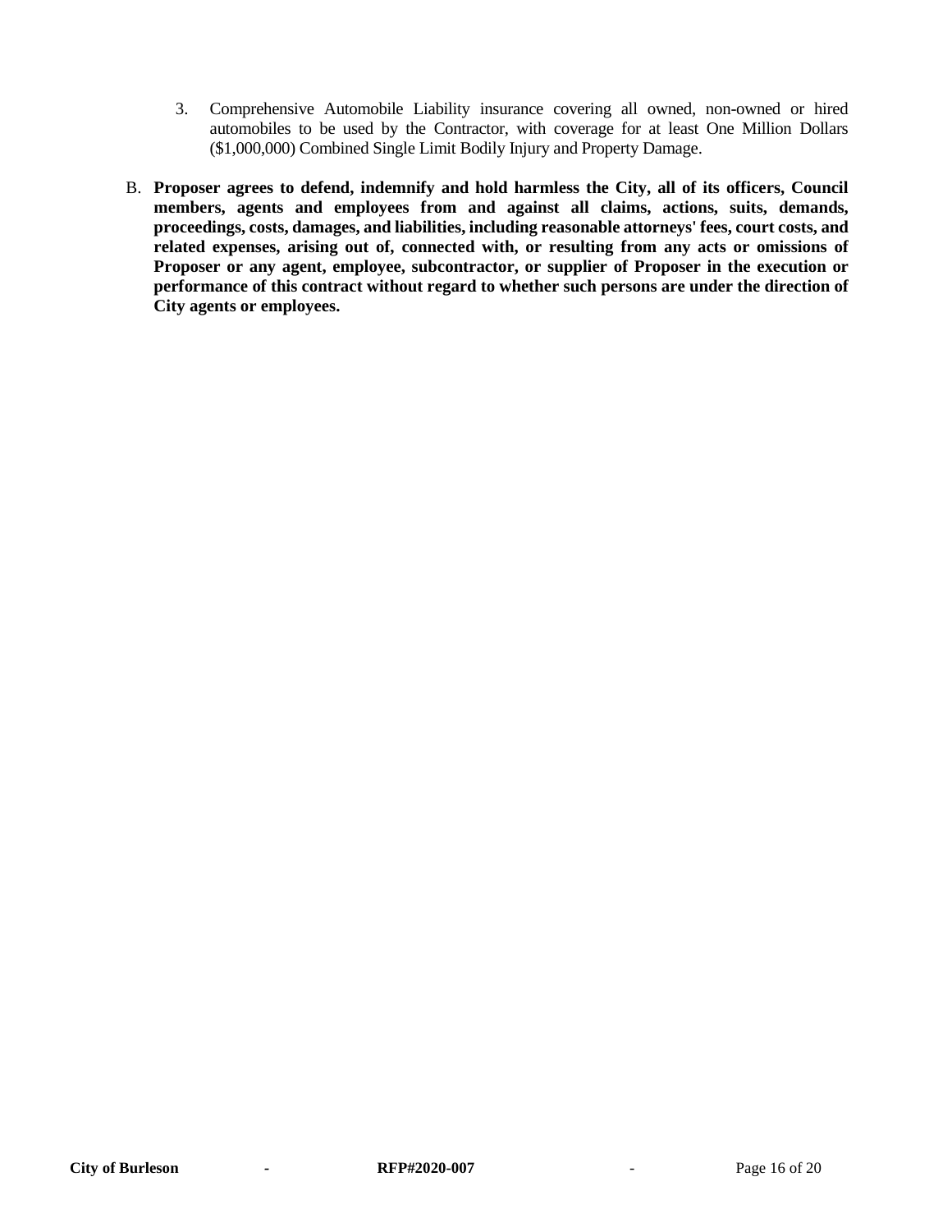3. Comprehensive Automobile Liability insurance covering all owned, non-owned or hired automobiles to be used by the Contractor, with coverage for at least One Million Dollars ($1,000,000) Combined Single Limit Bodily Injury and Property Damage.

B. **Proposer agrees to defend, indemnify and hold harmless the City, all of its officers, Council members, agents and employees from and against all claims, actions, suits, demands, proceedings, costs, damages, and liabilities, including reasonable attorneys' fees, court costs, and related expenses, arising out of, connected with, or resulting from any acts or omissions of Proposer or any agent, employee, subcontractor, or supplier of Proposer in the execution or performance of this contract without regard to whether such persons are under the direction of City agents or employees.**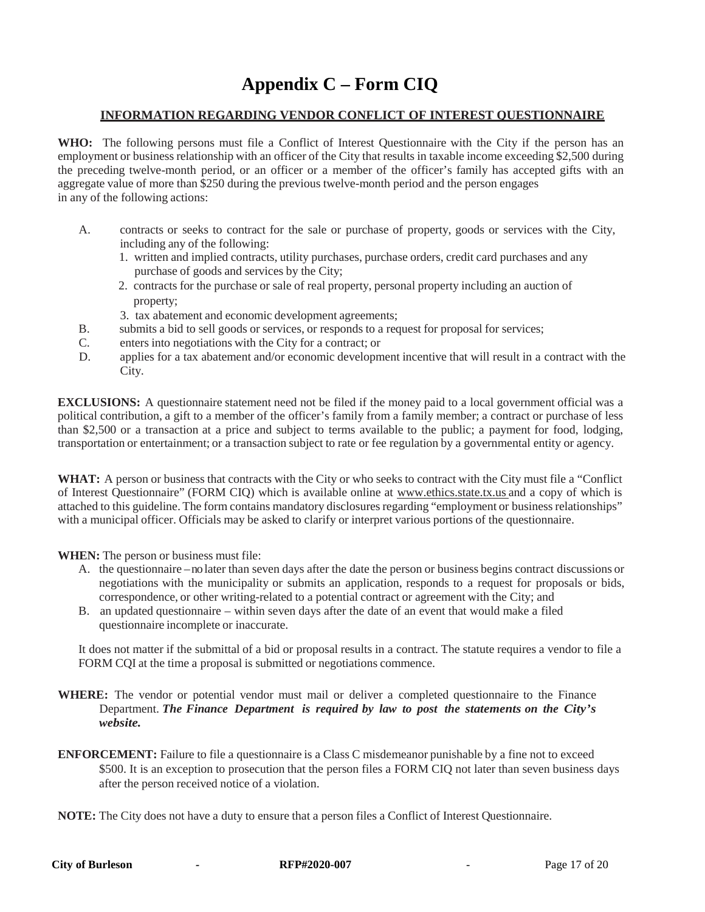# Appendix C – Form CIQ

## INFORMATION REGARDING VENDOR CONFLICT OF INTEREST QUESTIONNAIRE

**WHO:** The following persons must file a Conflict of Interest Questionnaire with the City if the person has an employment or business relationship with an officer of the City that results in taxable income exceeding $2,500 during the preceding twelve-month period, or an officer or a member of the officer's family has accepted gifts with an aggregate value of more than $250 during the previous twelve-month period and the person engages in any of the following actions:

A. contracts or seeks to contract for the sale or purchase of property, goods or services with the City, including any of the following:
   1. written and implied contracts, utility purchases, purchase orders, credit card purchases and any purchase of goods and services by the City;
   2. contracts for the purchase or sale of real property, personal property including an auction of property;
   3. tax abatement and economic development agreements;

B. submits a bid to sell goods or services, or responds to a request for proposal for services;

C. enters into negotiations with the City for a contract; or

D. applies for a tax abatement and/or economic development incentive that will result in a contract with the City.

**EXCLUSIONS:** A questionnaire statement need not be filed if the money paid to a local government official was a political contribution, a gift to a member of the officer's family from a family member; a contract or purchase of less than $2,500 or a transaction at a price and subject to terms available to the public; a payment for food, lodging, transportation or entertainment; or a transaction subject to rate or fee regulation by a governmental entity or agency.

**WHAT:** A person or business that contracts with the City or who seeks to contract with the City must file a "Conflict of Interest Questionnaire" (FORM CIQ) which is available online at www.ethics.state.tx.us and a copy of which is attached to this guideline. The form contains mandatory disclosures regarding "employment or business relationships" with a municipal officer. Officials may be asked to clarify or interpret various portions of the questionnaire.

**WHEN:** The person or business must file:

A. the questionnaire – no later than seven days after the date the person or business begins contract discussions or negotiations with the municipality or submits an application, responds to a request for proposals or bids, correspondence, or other writing-related to a potential contract or agreement with the City; and

B. an updated questionnaire – within seven days after the date of an event that would make a filed questionnaire incomplete or inaccurate.

It does not matter if the submittal of a bid or proposal results in a contract. The statute requires a vendor to file a FORM CQI at the time a proposal is submitted or negotiations commence.

**WHERE:** The vendor or potential vendor must mail or deliver a completed questionnaire to the Finance Department. ***The Finance Department is required by law to post the statements on the City's website.***

**ENFORCEMENT:** Failure to file a questionnaire is a Class C misdemeanor punishable by a fine not to exceed $500. It is an exception to prosecution that the person files a FORM CIQ not later than seven business days after the person received notice of a violation.

**NOTE:** The City does not have a duty to ensure that a person files a Conflict of Interest Questionnaire.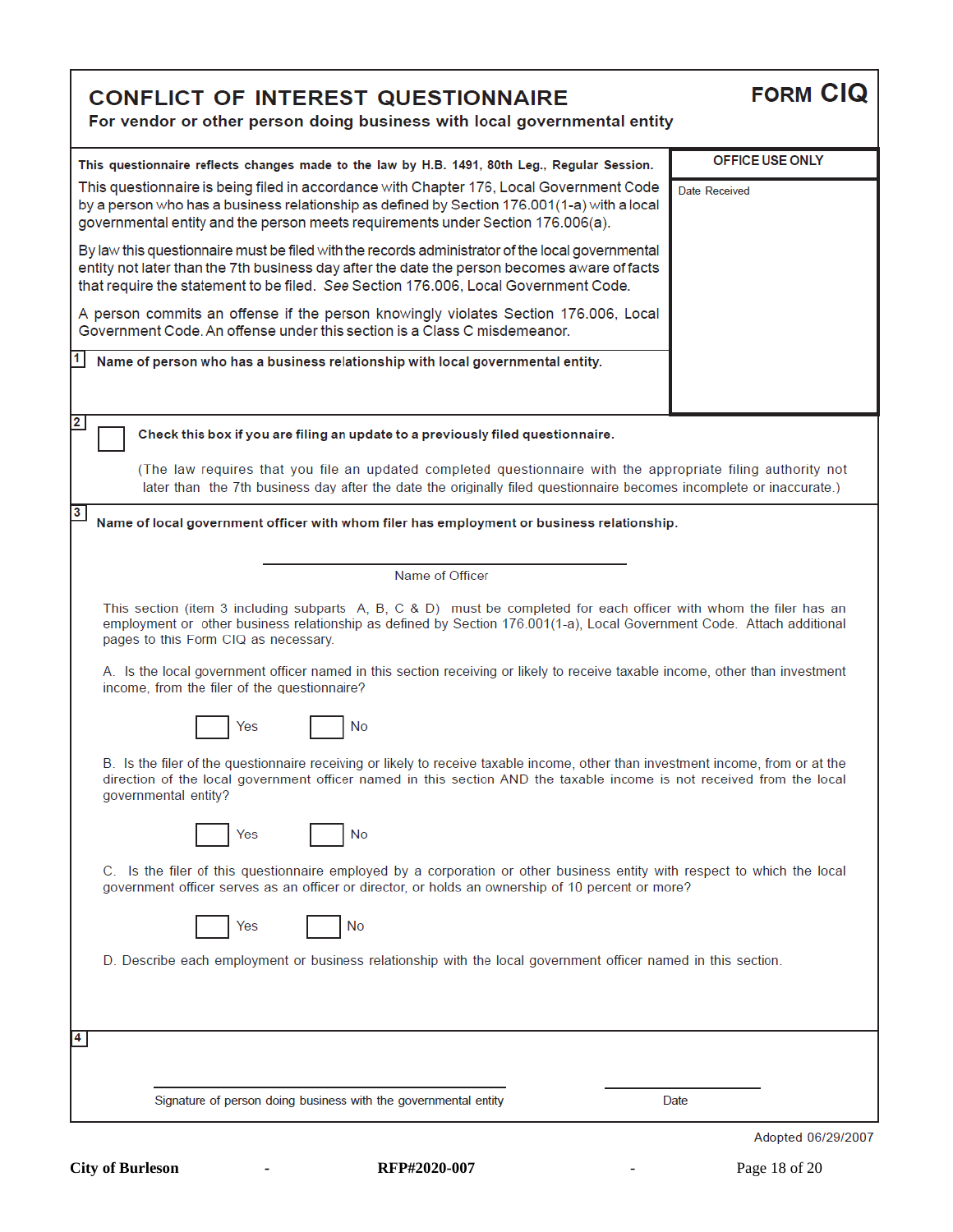# CONFLICT OF INTEREST QUESTIONNAIRE

**FORM CIQ**

**For vendor or other person doing business with local governmental entity**

**This questionnaire reflects changes made to the law by H.B. 1491, 80th Leg., Regular Session.**

This questionnaire is being filed in accordance with Chapter 176, Local Government Code by a person who has a business relationship as defined by Section 176.001(1-a) with a local governmental entity and the person meets requirements under Section 176.006(a).

By law this questionnaire must be filed with the records administrator of the local governmental entity not later than the 7th business day after the date the person becomes aware of facts that require the statement to be filed. *See* Section 176.006, Local Government Code.

A person commits an offense if the person knowingly violates Section 176.006, Local Government Code. An offense under this section is a Class C misdemeanor.

| OFFICE USE ONLY |
|---|
| Date Received |

**1** **Name of person who has a business relationship with local governmental entity.**

**2** ☐ **Check this box if you are filing an update to a previously filed questionnaire.**

(The law requires that you file an updated completed questionnaire with the appropriate filing authority not later than the 7th business day after the date the originally filed questionnaire becomes incomplete or inaccurate.)

**3** **Name of local government officer with whom filer has employment or business relationship.**

\_\_\_\_\_\_\_\_\_\_\_\_\_\_\_\_\_\_\_\_\_\_\_\_\_\_\_\_\_\_\_\_\_\_\_\_

Name of Officer

This section (item 3 including subparts A, B, C & D) must be completed for each officer with whom the filer has an employment or other business relationship as defined by Section 176.001(1-a), Local Government Code. Attach additional pages to this Form CIQ as necessary.

A. Is the local government officer named in this section receiving or likely to receive taxable income, other than investment income, from the filer of the questionnaire?

☐ Yes ☐ No

B. Is the filer of the questionnaire receiving or likely to receive taxable income, other than investment income, from or at the direction of the local government officer named in this section AND the taxable income is not received from the local governmental entity?

☐ Yes ☐ No

C. Is the filer of this questionnaire employed by a corporation or other business entity with respect to which the local government officer serves as an officer or director, or holds an ownership of 10 percent or more?

☐ Yes ☐ No

D. Describe each employment or business relationship with the local government officer named in this section.

**4**

\_\_\_\_\_\_\_\_\_\_\_\_\_\_\_\_\_\_\_\_\_\_\_\_\_\_\_\_\_\_\_\_\_\_\_\_ \_\_\_\_\_\_\_\_\_\_\_\_\_\_\_\_\_\_

Signature of person doing business with the governmental entity Date

Adopted 06/29/2007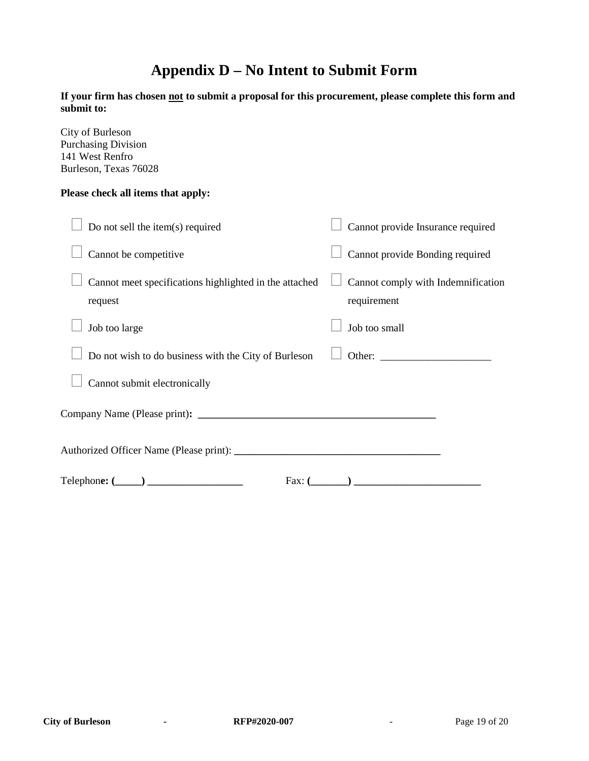# Appendix D – No Intent to Submit Form

**If your firm has chosen not to submit a proposal for this procurement, please complete this form and submit to:**

City of Burleson
Purchasing Division
141 West Renfro
Burleson, Texas 76028

**Please check all items that apply:**

- ☐ Do not sell the item(s) required
- ☐ Cannot be competitive
- ☐ Cannot meet specifications highlighted in the attached request
- ☐ Job too large
- ☐ Do not wish to do business with the City of Burleson
- ☐ Cannot submit electronically
- ☐ Cannot provide Insurance required
- ☐ Cannot provide Bonding required
- ☐ Cannot comply with Indemnification requirement
- ☐ Job too small
- ☐ Other: _____________________

Company Name (Please print): ____________________________________________

Authorized Officer Name (Please print): ______________________________________

Telephone: (_____) __________________ Fax: (_______) ________________________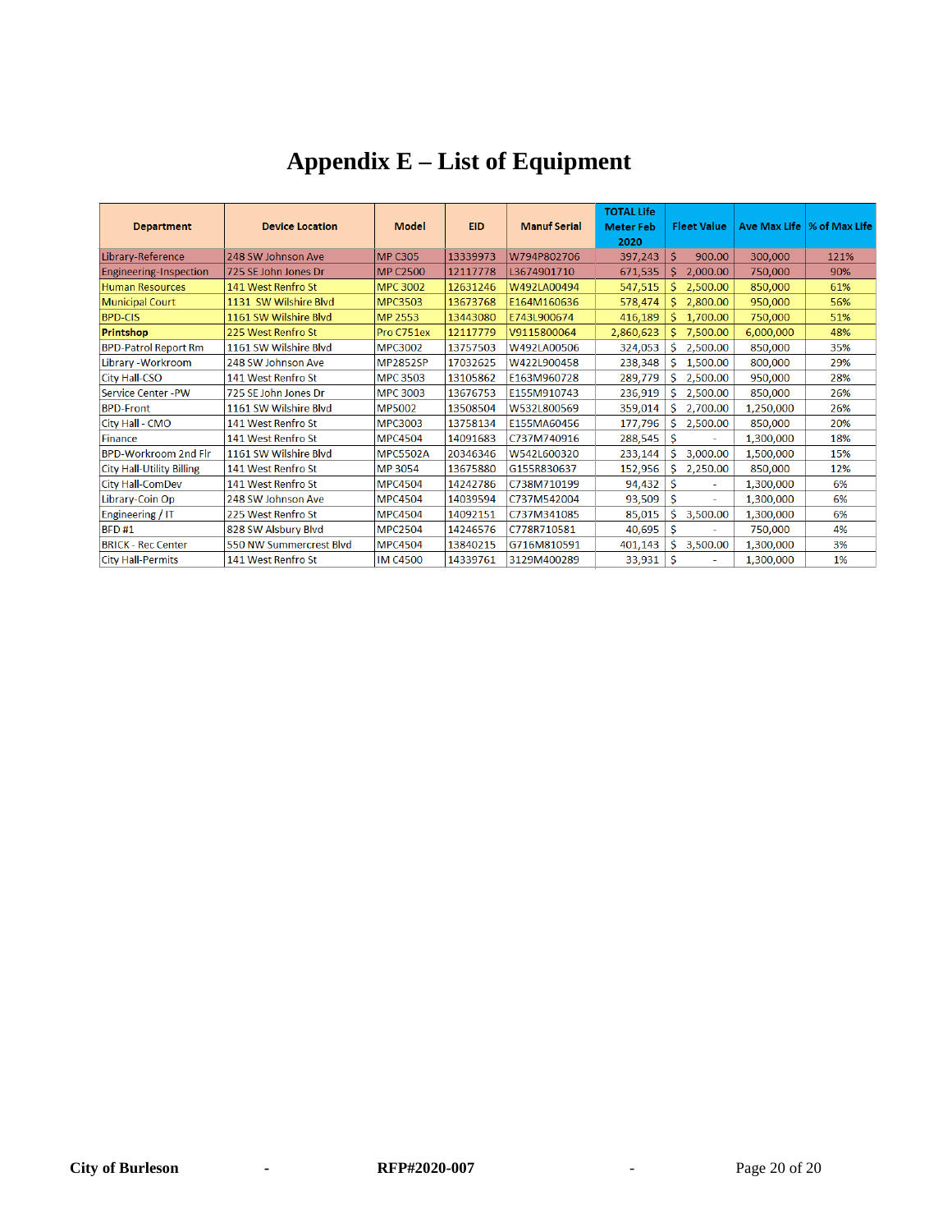# Appendix E – List of Equipment

| Department | Device Location | Model | EID | Manuf Serial | TOTAL Life Meter Feb 2020 | Fleet Value | Ave Max Life | % of Max Life |
|---|---|---|---|---|---|---|---|---|
| Library-Reference | 248 SW Johnson Ave | MP C305 | 13339973 | W794P802706 | 397,243 | $ 900.00 | 300,000 | 121% |
| Engineering-Inspection | 725 SE John Jones Dr | MP C2500 | 12117778 | L3674901710 | 671,535 | $ 2,000.00 | 750,000 | 90% |
| Human Resources | 141 West Renfro St | MPC 3002 | 12631246 | W492LA00494 | 547,515 | $ 2,500.00 | 850,000 | 61% |
| Municipal Court | 1131 SW Wilshire Blvd | MPC3503 | 13673768 | E164M160636 | 578,474 | $ 2,800.00 | 950,000 | 56% |
| BPD-CIS | 1161 SW Wilshire Blvd | MP 2553 | 13443080 | E743L900674 | 416,189 | $ 1,700.00 | 750,000 | 51% |
| **Printshop** | 225 West Renfro St | Pro C751ex | 12117779 | V9115800064 | 2,860,623 | $ 7,500.00 | 6,000,000 | 48% |
| BPD-Patrol Report Rm | 1161 SW Wilshire Blvd | MPC3002 | 13757503 | W492LA00506 | 324,053 | $ 2,500.00 | 850,000 | 35% |
| Library -Workroom | 248 SW Johnson Ave | MP2852SP | 17032625 | W422L900458 | 238,348 | $ 1,500.00 | 800,000 | 29% |
| City Hall-CSO | 141 West Renfro St | MPC 3503 | 13105862 | E163M960728 | 289,779 | $ 2,500.00 | 950,000 | 28% |
| Service Center -PW | 725 SE John Jones Dr | MPC 3003 | 13676753 | E155M910743 | 236,919 | $ 2,500.00 | 850,000 | 26% |
| BPD-Front | 1161 SW Wilshire Blvd | MP5002 | 13508504 | W532L800569 | 359,014 | $ 2,700.00 | 1,250,000 | 26% |
| City Hall - CMO | 141 West Renfro St | MPC3003 | 13758134 | E155MA60456 | 177,796 | $ 2,500.00 | 850,000 | 20% |
| Finance | 141 West Renfro St | MPC4504 | 14091683 | C737M740916 | 288,545 | $ - | 1,300,000 | 18% |
| BPD-Workroom 2nd Flr | 1161 SW Wilshire Blvd | MPC5502A | 20346346 | W542L600320 | 233,144 | $ 3,000.00 | 1,500,000 | 15% |
| City Hall-Utility Billing | 141 West Renfro St | MP 3054 | 13675880 | G155R830637 | 152,956 | $ 2,250.00 | 850,000 | 12% |
| City Hall-ComDev | 141 West Renfro St | MPC4504 | 14242786 | C738M710199 | 94,432 | $ - | 1,300,000 | 6% |
| Library-Coin Op | 248 SW Johnson Ave | MPC4504 | 14039594 | C737M542004 | 93,509 | $ - | 1,300,000 | 6% |
| Engineering / IT | 225 West Renfro St | MPC4504 | 14092151 | C737M341085 | 85,015 | $ 3,500.00 | 1,300,000 | 6% |
| BFD #1 | 828 SW Alsbury Blvd | MPC2504 | 14246576 | C778R710581 | 40,695 | $ - | 750,000 | 4% |
| BRICK - Rec Center | 550 NW Summercrest Blvd | MPC4504 | 13840215 | G716M810591 | 401,143 | $ 3,500.00 | 1,300,000 | 3% |
| City Hall-Permits | 141 West Renfro St | IM C4500 | 14339761 | 3129M400289 | 33,931 | $ - | 1,300,000 | 1% |